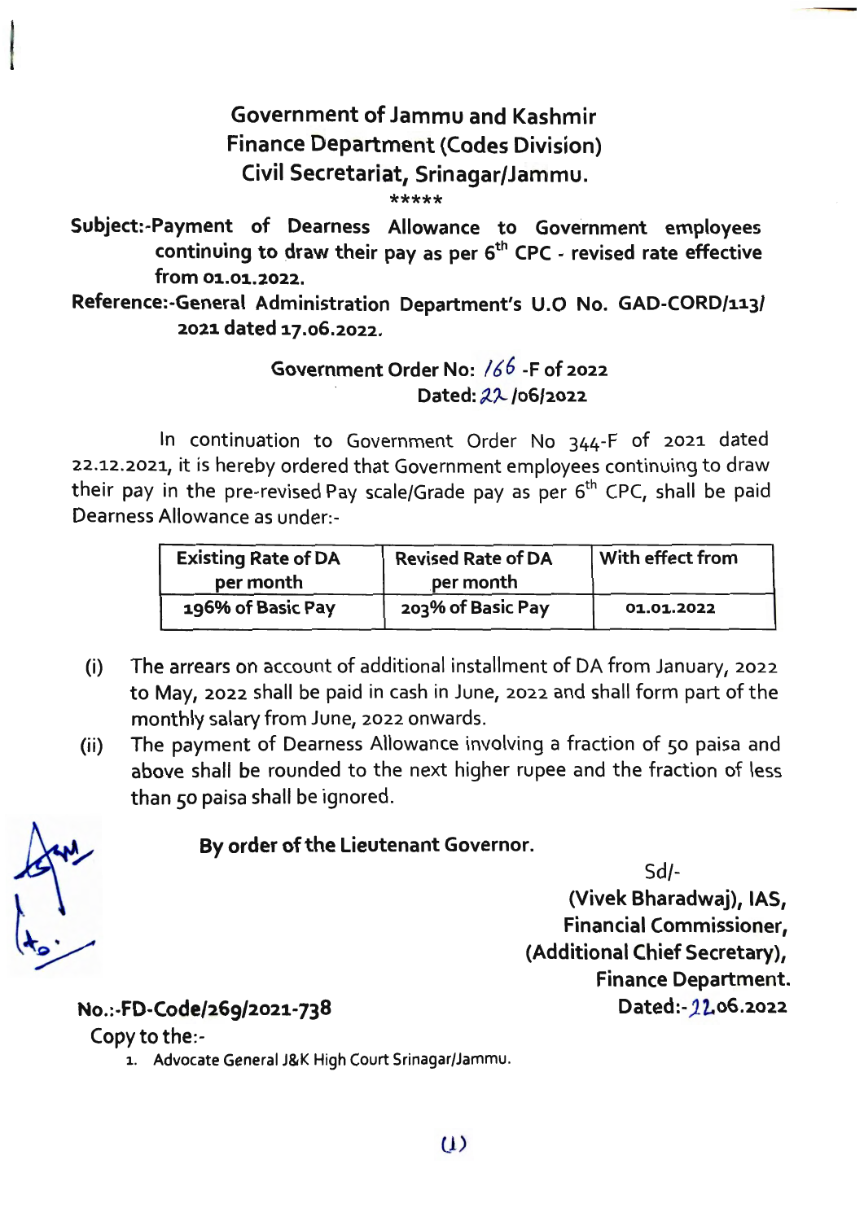# Government of Jammu and Kashmir
## Finance Department (Codes Division)
## Civil Secretariat, Srinagar/Jammu.

\*\*\*\*\*

**Subject:-Payment of Dearness Allowance to Government employees continuing to draw their pay as per 6th CPC - revised rate effective from 01.01.2022.**

**Reference:-General Administration Department's U.O No. GAD-CORD/113/ 2021 dated 17.06.2022.**

**Government Order No: 166 -F of 2022**
**Dated: 22 /06/2022**

In continuation to Government Order No 344-F of 2021 dated 22.12.2021, it is hereby ordered that Government employees continuing to draw their pay in the pre-revised Pay scale/Grade pay as per 6th CPC, shall be paid Dearness Allowance as under:-

| Existing Rate of DA per month | Revised Rate of DA per month | With effect from |
|---|---|---|
| 196% of Basic Pay | 203% of Basic Pay | 01.01.2022 |

(i) The arrears on account of additional installment of DA from January, 2022 to May, 2022 shall be paid in cash in June, 2022 and shall form part of the monthly salary from June, 2022 onwards.

(ii) The payment of Dearness Allowance involving a fraction of 50 paisa and above shall be rounded to the next higher rupee and the fraction of less than 50 paisa shall be ignored.

**By order of the Lieutenant Governor.**

Sd/-
**(Vivek Bharadwaj), IAS,**
**Financial Commissioner,**
**(Additional Chief Secretary),**
**Finance Department.**

**No.:-FD-Code/269/2021-738**
**Dated:-22.06.2022**

Copy to the:-

1. Advocate General J&K High Court Srinagar/Jammu.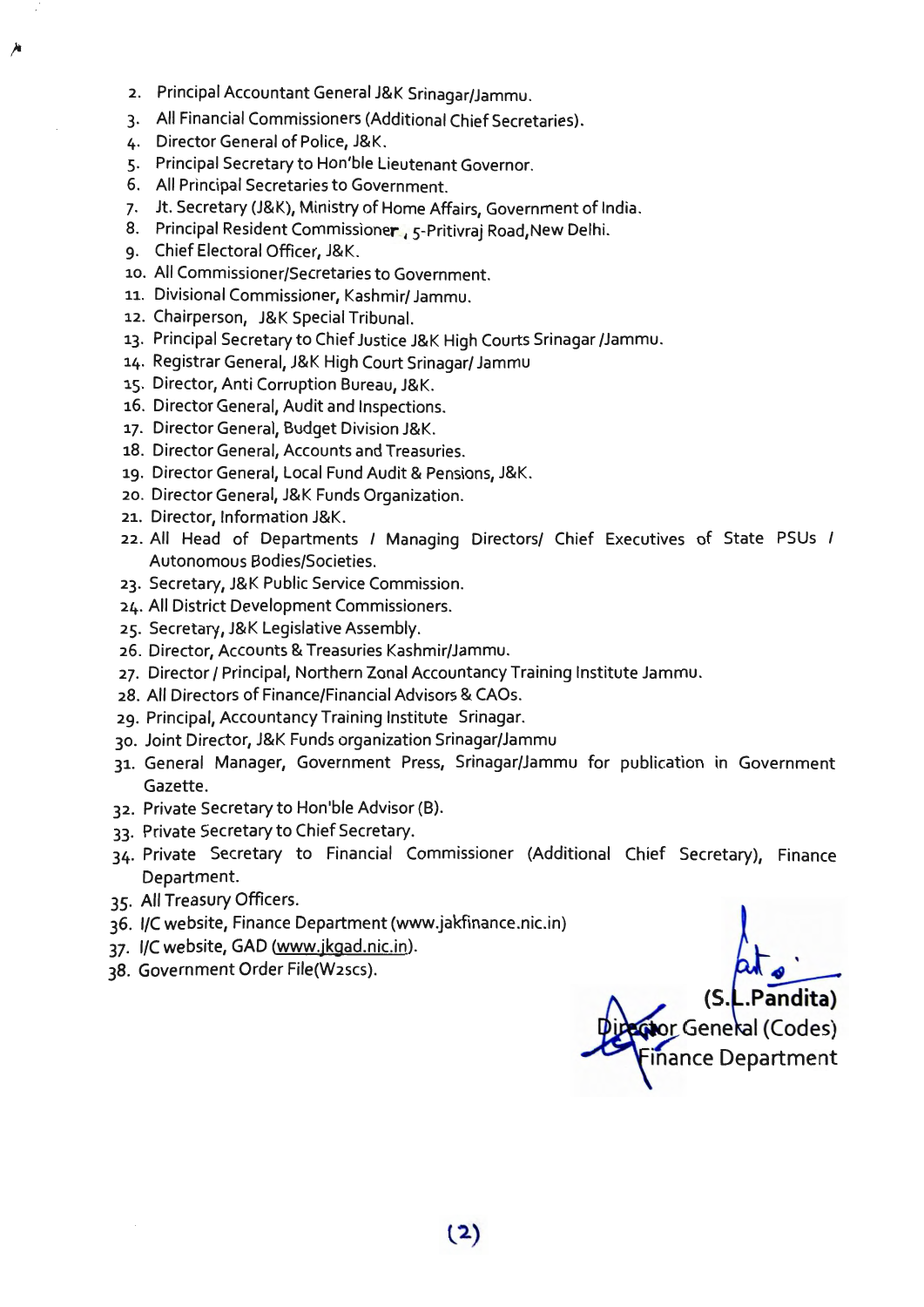2. Principal Accountant General J&K Srinagar/Jammu.
3. All Financial Commissioners (Additional Chief Secretaries).
4. Director General of Police, J&K.
5. Principal Secretary to Hon'ble Lieutenant Governor.
6. All Principal Secretaries to Government.
7. Jt. Secretary (J&K), Ministry of Home Affairs, Government of India.
8. Principal Resident Commissioner, 5-Pritivraj Road, New Delhi.
9. Chief Electoral Officer, J&K.
10. All Commissioner/Secretaries to Government.
11. Divisional Commissioner, Kashmir/ Jammu.
12. Chairperson, J&K Special Tribunal.
13. Principal Secretary to Chief Justice J&K High Courts Srinagar /Jammu.
14. Registrar General, J&K High Court Srinagar/ Jammu
15. Director, Anti Corruption Bureau, J&K.
16. Director General, Audit and Inspections.
17. Director General, Budget Division J&K.
18. Director General, Accounts and Treasuries.
19. Director General, Local Fund Audit & Pensions, J&K.
20. Director General, J&K Funds Organization.
21. Director, Information J&K.
22. All Head of Departments / Managing Directors/ Chief Executives of State PSUs / Autonomous Bodies/Societies.
23. Secretary, J&K Public Service Commission.
24. All District Development Commissioners.
25. Secretary, J&K Legislative Assembly.
26. Director, Accounts & Treasuries Kashmir/Jammu.
27. Director / Principal, Northern Zonal Accountancy Training Institute Jammu.
28. All Directors of Finance/Financial Advisors & CAOs.
29. Principal, Accountancy Training Institute Srinagar.
30. Joint Director, J&K Funds organization Srinagar/Jammu
31. General Manager, Government Press, Srinagar/Jammu for publication in Government Gazette.
32. Private Secretary to Hon'ble Advisor (B).
33. Private Secretary to Chief Secretary.
34. Private Secretary to Financial Commissioner (Additional Chief Secretary), Finance Department.
35. All Treasury Officers.
36. I/C website, Finance Department (www.jakfinance.nic.in)
37. I/C website, GAD (www.jkgad.nic.in).
38. Government Order File(W2scs).

**(S.L.Pandita)**
Director General (Codes)
Finance Department